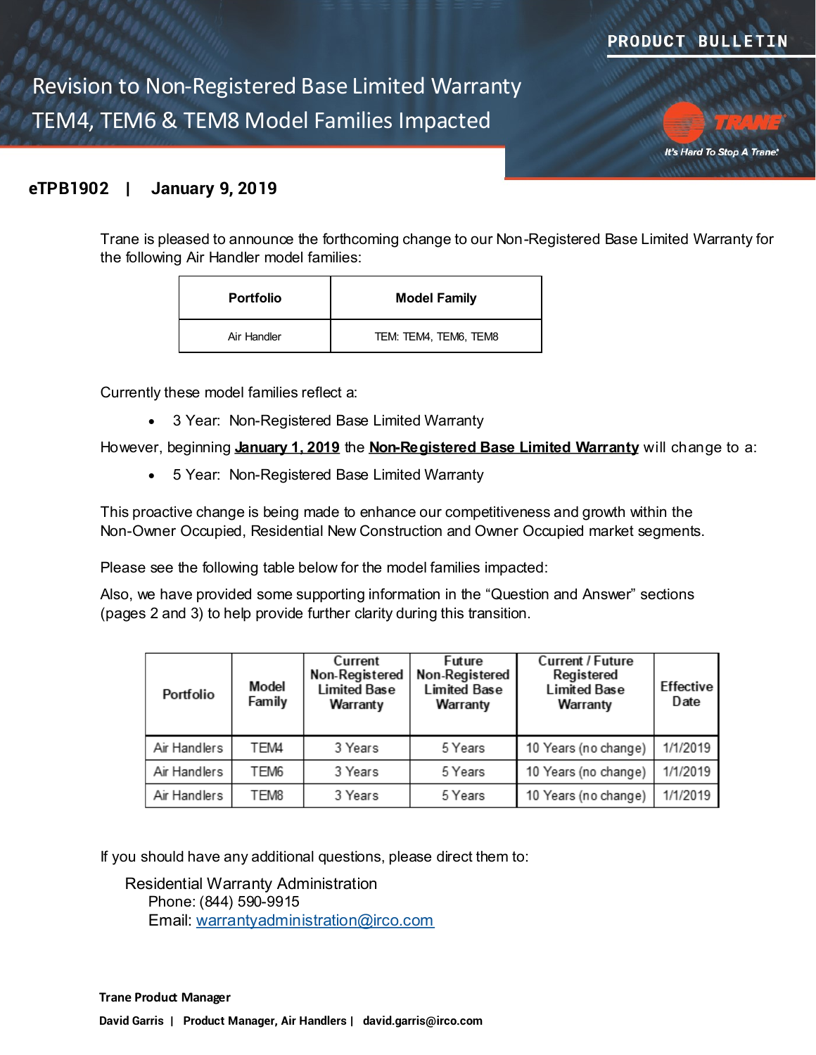PRODUCT BULLETIN

# Revision to Non-Registered Base Limited Warranty TEM4, TEM6 & TEM8 Model Families Impacted

**eTPB1902 | January 9, 2019**

Trane is pleased to announce the forthcoming change to our Non-Registered Base Limited Warranty for the following Air Handler model families:

| Portfolio | Model Family |
|---|---|
| Air Handler | TEM: TEM4, TEM6, TEM8 |

Currently these model families reflect a:

- 3 Year: Non-Registered Base Limited Warranty

However, beginning **January 1, 2019** the **Non-Registered Base Limited Warranty** will change to a:

- 5 Year: Non-Registered Base Limited Warranty

This proactive change is being made to enhance our competitiveness and growth within the Non-Owner Occupied, Residential New Construction and Owner Occupied market segments.

Please see the following table below for the model families impacted:

Also, we have provided some supporting information in the "Question and Answer" sections (pages 2 and 3) to help provide further clarity during this transition.

| Portfolio | Model Family | Current Non-Registered Limited Base Warranty | Future Non-Registered Limited Base Warranty | Current / Future Registered Limited Base Warranty | Effective Date |
|---|---|---|---|---|---|
| Air Handlers | TEM4 | 3 Years | 5 Years | 10 Years (no change) | 1/1/2019 |
| Air Handlers | TEM6 | 3 Years | 5 Years | 10 Years (no change) | 1/1/2019 |
| Air Handlers | TEM8 | 3 Years | 5 Years | 10 Years (no change) | 1/1/2019 |

If you should have any additional questions, please direct them to:

Residential Warranty Administration
Phone: (844) 590-9915
Email: warrantyadministration@irco.com

**Trane Product Manager**

**David Garris | Product Manager, Air Handlers | david.garris@irco.com**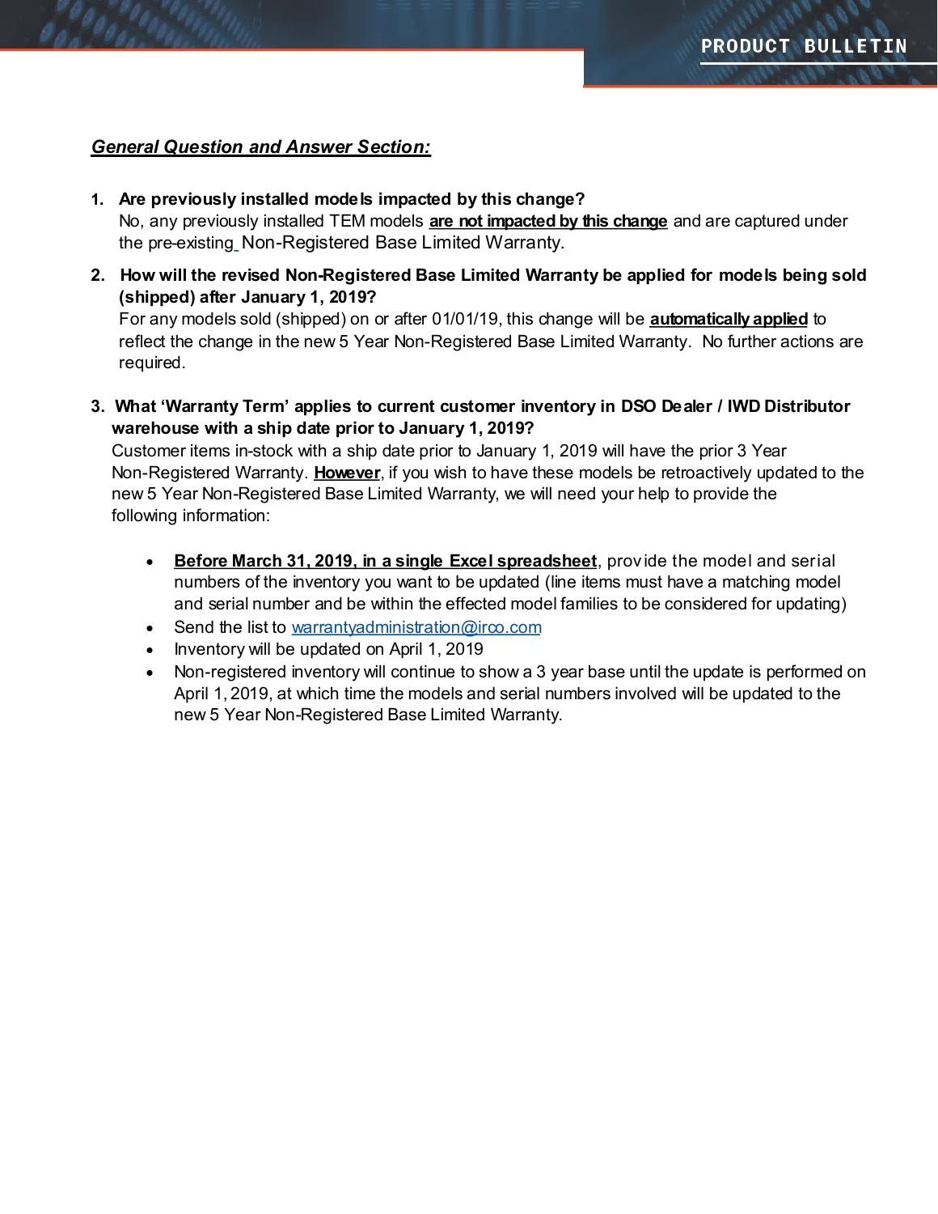***General Question and Answer Section:***

1. **Are previously installed models impacted by this change?**
   No, any previously installed TEM models **are not impacted by this change** and are captured under the pre-existing Non-Registered Base Limited Warranty.

2. **How will the revised Non-Registered Base Limited Warranty be applied for models being sold (shipped) after January 1, 2019?**
   For any models sold (shipped) on or after 01/01/19, this change will be **automatically applied** to reflect the change in the new 5 Year Non-Registered Base Limited Warranty. No further actions are required.

3. **What 'Warranty Term' applies to current customer inventory in DSO Dealer / IWD Distributor warehouse with a ship date prior to January 1, 2019?**
   Customer items in-stock with a ship date prior to January 1, 2019 will have the prior 3 Year Non-Registered Warranty. **However**, if you wish to have these models be retroactively updated to the new 5 Year Non-Registered Base Limited Warranty, we will need your help to provide the following information:

   - **Before March 31, 2019, in a single Excel spreadsheet**, provide the model and serial numbers of the inventory you want to be updated (line items must have a matching model and serial number and be within the effected model families to be considered for updating)
   - Send the list to warrantyadministration@irco.com
   - Inventory will be updated on April 1, 2019
   - Non-registered inventory will continue to show a 3 year base until the update is performed on April 1, 2019, at which time the models and serial numbers involved will be updated to the new 5 Year Non-Registered Base Limited Warranty.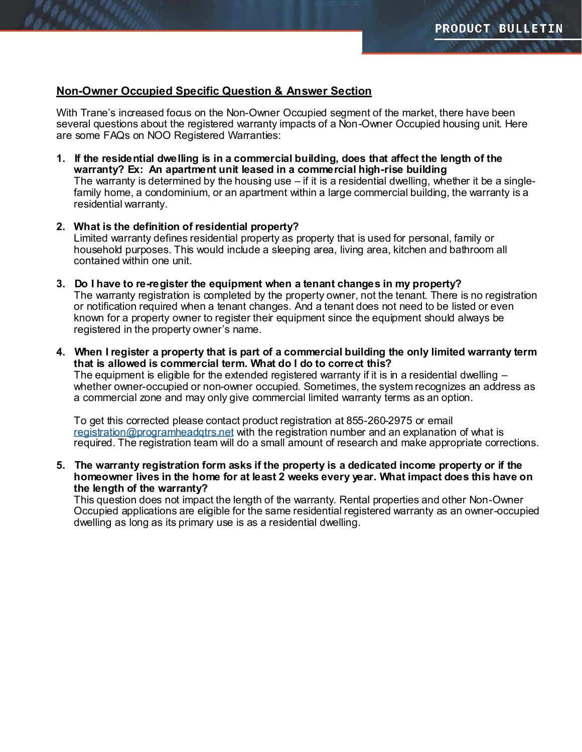## Non-Owner Occupied Specific Question & Answer Section

With Trane's increased focus on the Non-Owner Occupied segment of the market, there have been several questions about the registered warranty impacts of a Non-Owner Occupied housing unit. Here are some FAQs on NOO Registered Warranties:

1. **If the residential dwelling is in a commercial building, does that affect the length of the warranty? Ex: An apartment unit leased in a commercial high-rise building**
   The warranty is determined by the housing use – if it is a residential dwelling, whether it be a single-family home, a condominium, or an apartment within a large commercial building, the warranty is a residential warranty.

2. **What is the definition of residential property?**
   Limited warranty defines residential property as property that is used for personal, family or household purposes. This would include a sleeping area, living area, kitchen and bathroom all contained within one unit.

3. **Do I have to re-register the equipment when a tenant changes in my property?**
   The warranty registration is completed by the property owner, not the tenant. There is no registration or notification required when a tenant changes. And a tenant does not need to be listed or even known for a property owner to register their equipment since the equipment should always be registered in the property owner's name.

4. **When I register a property that is part of a commercial building the only limited warranty term that is allowed is commercial term. What do I do to correct this?**
   The equipment is eligible for the extended registered warranty if it is in a residential dwelling – whether owner-occupied or non-owner occupied. Sometimes, the system recognizes an address as a commercial zone and may only give commercial limited warranty terms as an option.

   To get this corrected please contact product registration at 855-260-2975 or email registration@programheadqtrs.net with the registration number and an explanation of what is required. The registration team will do a small amount of research and make appropriate corrections.

5. **The warranty registration form asks if the property is a dedicated income property or if the homeowner lives in the home for at least 2 weeks every year. What impact does this have on the length of the warranty?**
   This question does not impact the length of the warranty. Rental properties and other Non-Owner Occupied applications are eligible for the same residential registered warranty as an owner-occupied dwelling as long as its primary use is as a residential dwelling.